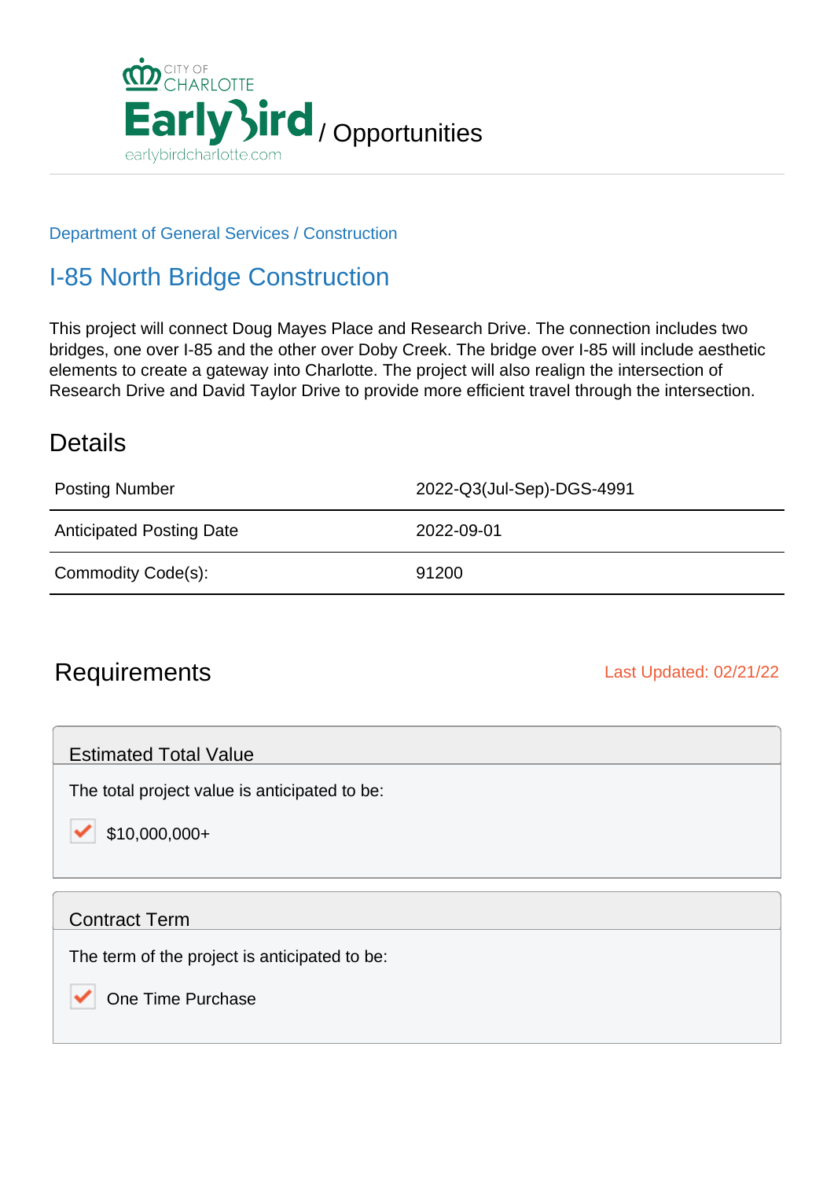CITY OF CHARLOTTE

EarlyBird / Opportunities

earlybirdcharlotte.com

Department of General Services / Construction

# I-85 North Bridge Construction

This project will connect Doug Mayes Place and Research Drive. The connection includes two bridges, one over I-85 and the other over Doby Creek. The bridge over I-85 will include aesthetic elements to create a gateway into Charlotte. The project will also realign the intersection of Research Drive and David Taylor Drive to provide more efficient travel through the intersection.

## Details

| | |
|---|---|
| Posting Number | 2022-Q3(Jul-Sep)-DGS-4991 |
| Anticipated Posting Date | 2022-09-01 |
| Commodity Code(s): | 91200 |

## Requirements

Last Updated: 02/21/22

### Estimated Total Value

The total project value is anticipated to be:

- [x] $10,000,000+

### Contract Term

The term of the project is anticipated to be:

- [x] One Time Purchase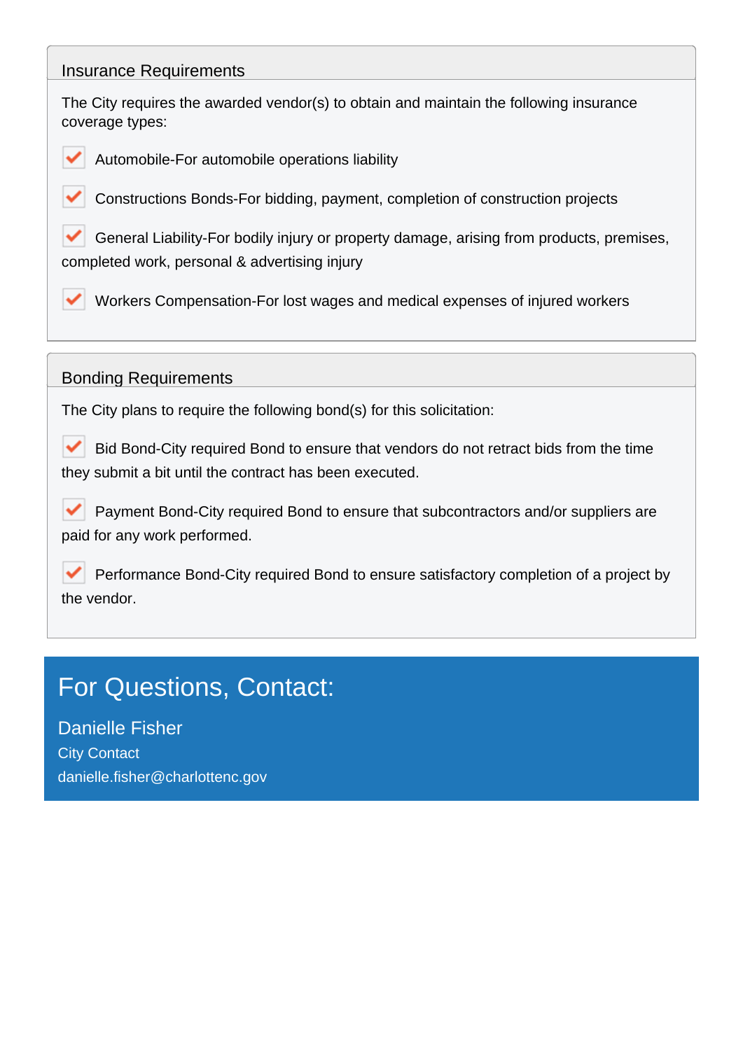## Insurance Requirements

The City requires the awarded vendor(s) to obtain and maintain the following insurance coverage types:

- ✔ Automobile-For automobile operations liability
- ✔ Constructions Bonds-For bidding, payment, completion of construction projects
- ✔ General Liability-For bodily injury or property damage, arising from products, premises, completed work, personal & advertising injury
- ✔ Workers Compensation-For lost wages and medical expenses of injured workers

## Bonding Requirements

The City plans to require the following bond(s) for this solicitation:

- ✔ Bid Bond-City required Bond to ensure that vendors do not retract bids from the time they submit a bit until the contract has been executed.
- ✔ Payment Bond-City required Bond to ensure that subcontractors and/or suppliers are paid for any work performed.
- ✔ Performance Bond-City required Bond to ensure satisfactory completion of a project by the vendor.

## For Questions, Contact:

### Danielle Fisher

City Contact

danielle.fisher@charlottenc.gov